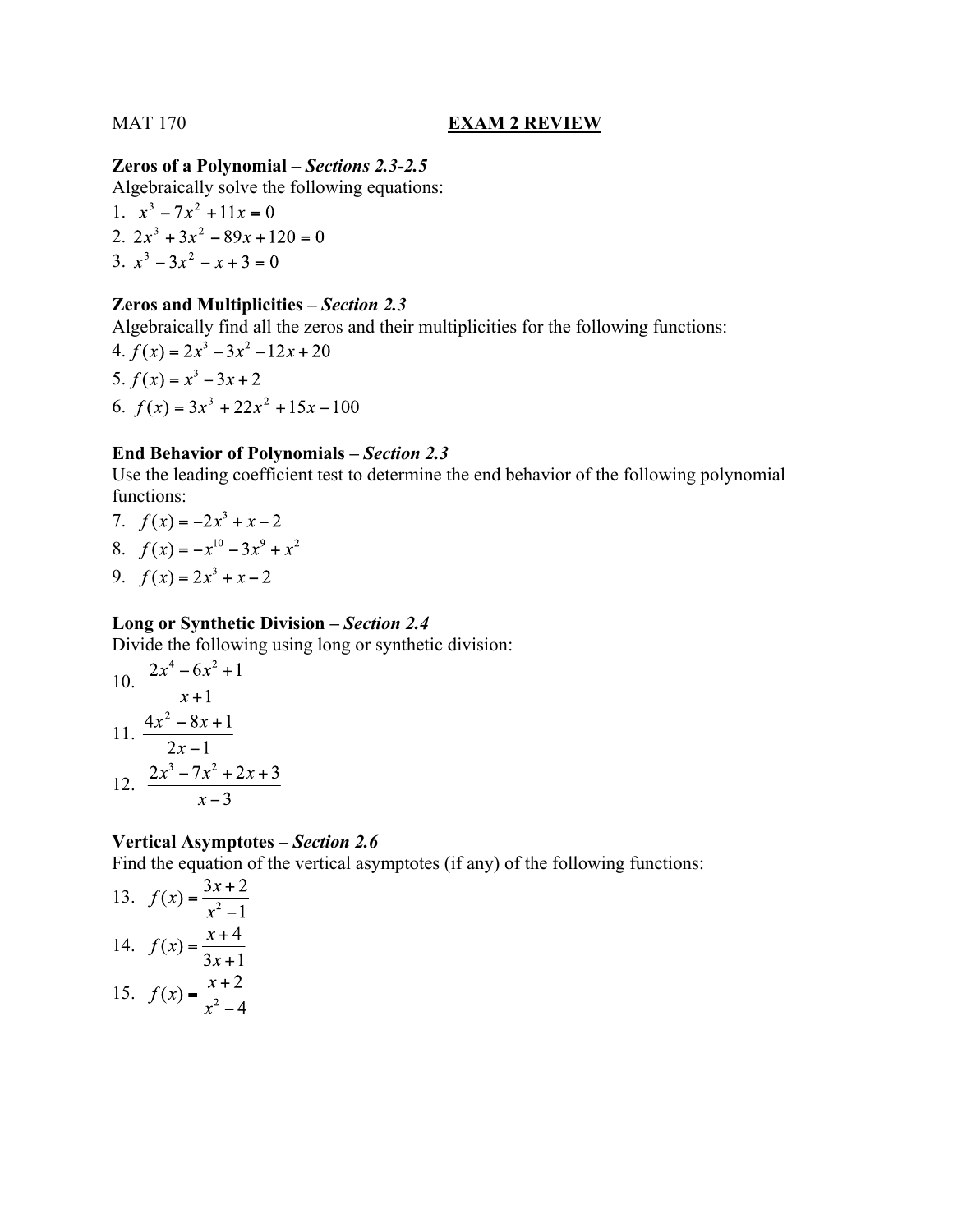MAT 170 **EXAM 2 REVIEW**

**Zeros of a Polynomial –** ***Sections 2.3-2.5***

Algebraically solve the following equations:

1. $x^3 - 7x^2 + 11x = 0$
2. $2x^3 + 3x^2 - 89x + 120 = 0$
3. $x^3 - 3x^2 - x + 3 = 0$

**Zeros and Multiplicities –** ***Section 2.3***

Algebraically find all the zeros and their multiplicities for the following functions:

4. $f(x) = 2x^3 - 3x^2 - 12x + 20$
5. $f(x) = x^3 - 3x + 2$
6. $f(x) = 3x^3 + 22x^2 + 15x - 100$

**End Behavior of Polynomials –** ***Section 2.3***

Use the leading coefficient test to determine the end behavior of the following polynomial functions:

7. $f(x) = -2x^3 + x - 2$
8. $f(x) = -x^{10} - 3x^9 + x^2$
9. $f(x) = 2x^3 + x - 2$

**Long or Synthetic Division –** ***Section 2.4***

Divide the following using long or synthetic division:

10. $\dfrac{2x^4 - 6x^2 + 1}{x + 1}$
11. $\dfrac{4x^2 - 8x + 1}{2x - 1}$
12. $\dfrac{2x^3 - 7x^2 + 2x + 3}{x - 3}$

**Vertical Asymptotes –** ***Section 2.6***

Find the equation of the vertical asymptotes (if any) of the following functions:

13. $f(x) = \dfrac{3x + 2}{x^2 - 1}$
14. $f(x) = \dfrac{x + 4}{3x + 1}$
15. $f(x) = \dfrac{x + 2}{x^2 - 4}$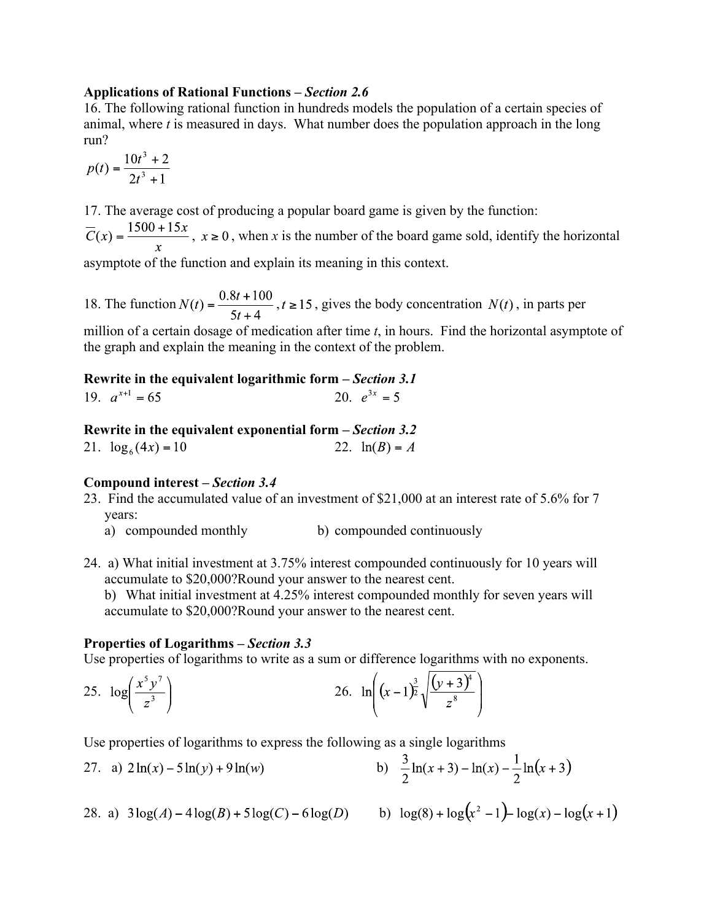**Applications of Rational Functions** – ***Section 2.6***

16. The following rational function in hundreds models the population of a certain species of animal, where $t$ is measured in days. What number does the population approach in the long run?

$$p(t) = \frac{10t^3 + 2}{2t^3 + 1}$$

17. The average cost of producing a popular board game is given by the function: $\overline{C}(x) = \dfrac{1500 + 15x}{x}$, $x \geq 0$, when $x$ is the number of the board game sold, identify the horizontal asymptote of the function and explain its meaning in this context.

18. The function $N(t) = \dfrac{0.8t + 100}{5t + 4}$, $t \geq 15$, gives the body concentration $N(t)$, in parts per million of a certain dosage of medication after time $t$, in hours. Find the horizontal asymptote of the graph and explain the meaning in the context of the problem.

**Rewrite in the equivalent logarithmic form** – ***Section 3.1***

19. $a^{x+1} = 65$

20. $e^{3x} = 5$

**Rewrite in the equivalent exponential form** – ***Section 3.2***

21. $\log_6(4x) = 10$

22. $\ln(B) = A$

**Compound interest** – ***Section 3.4***

23. Find the accumulated value of an investment of $21,000 at an interest rate of 5.6% for 7 years:
   a) compounded monthly
   b) compounded continuously

24. a) What initial investment at 3.75% interest compounded continuously for 10 years will accumulate to $20,000?Round your answer to the nearest cent.
   b) What initial investment at 4.25% interest compounded monthly for seven years will accumulate to $20,000?Round your answer to the nearest cent.

**Properties of Logarithms** – ***Section 3.3***

Use properties of logarithms to write as a sum or difference logarithms with no exponents.

25. $\log\left(\dfrac{x^5 y^7}{z^3}\right)$

26. $\ln\left((x-1)^{\frac{3}{2}} \sqrt{\dfrac{(y+3)^4}{z^8}}\right)$

Use properties of logarithms to express the following as a single logarithms

27. a) $2\ln(x) - 5\ln(y) + 9\ln(w)$
   b) $\dfrac{3}{2}\ln(x+3) - \ln(x) - \dfrac{1}{2}\ln(x+3)$

28. a) $3\log(A) - 4\log(B) + 5\log(C) - 6\log(D)$
   b) $\log(8) + \log(x^2 - 1) - \log(x) - \log(x+1)$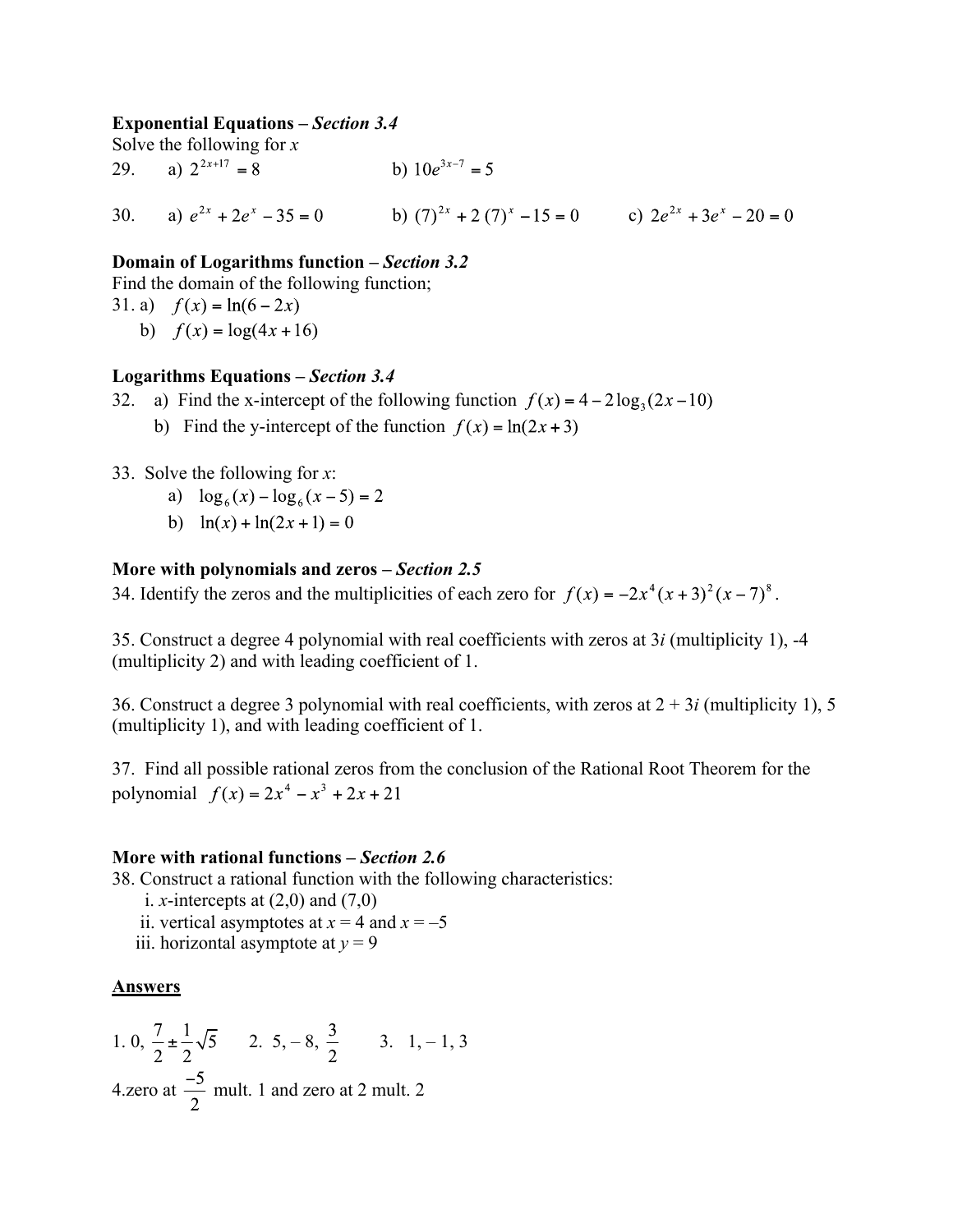**Exponential Equations –** ***Section 3.4***

Solve the following for $x$

29. a) $2^{2x+17} = 8$ b) $10e^{3x-7} = 5$

30. a) $e^{2x} + 2e^{x} - 35 = 0$ b) $(7)^{2x} + 2\,(7)^{x} - 15 = 0$ c) $2e^{2x} + 3e^{x} - 20 = 0$

**Domain of Logarithms function –** ***Section 3.2***

Find the domain of the following function;

31. a) $f(x) = \ln(6 - 2x)$

 b) $f(x) = \log(4x + 16)$

**Logarithms Equations –** ***Section 3.4***

32. a) Find the x-intercept of the following function $f(x) = 4 - 2\log_3(2x - 10)$

 b) Find the y-intercept of the function $f(x) = \ln(2x + 3)$

33. Solve the following for $x$:

 a) $\log_6(x) - \log_6(x - 5) = 2$

 b) $\ln(x) + \ln(2x + 1) = 0$

**More with polynomials and zeros –** ***Section 2.5***

34. Identify the zeros and the multiplicities of each zero for $f(x) = -2x^4(x + 3)^2(x - 7)^8$.

35. Construct a degree 4 polynomial with real coefficients with zeros at $3i$ (multiplicity 1), -4 (multiplicity 2) and with leading coefficient of 1.

36. Construct a degree 3 polynomial with real coefficients, with zeros at $2 + 3i$ (multiplicity 1), 5 (multiplicity 1), and with leading coefficient of 1.

37. Find all possible rational zeros from the conclusion of the Rational Root Theorem for the polynomial $f(x) = 2x^4 - x^3 + 2x + 21$

**More with rational functions –** ***Section 2.6***

38. Construct a rational function with the following characteristics:

 i. $x$-intercepts at (2,0) and (7,0)

 ii. vertical asymptotes at $x = 4$ and $x = -5$

 iii. horizontal asymptote at $y = 9$

**Answers**

1. 0, $\frac{7}{2} \pm \frac{1}{2}\sqrt{5}$ 2. 5, – 8, $\frac{3}{2}$ 3. 1, – 1, 3

4. zero at $\frac{-5}{2}$ mult. 1 and zero at 2 mult. 2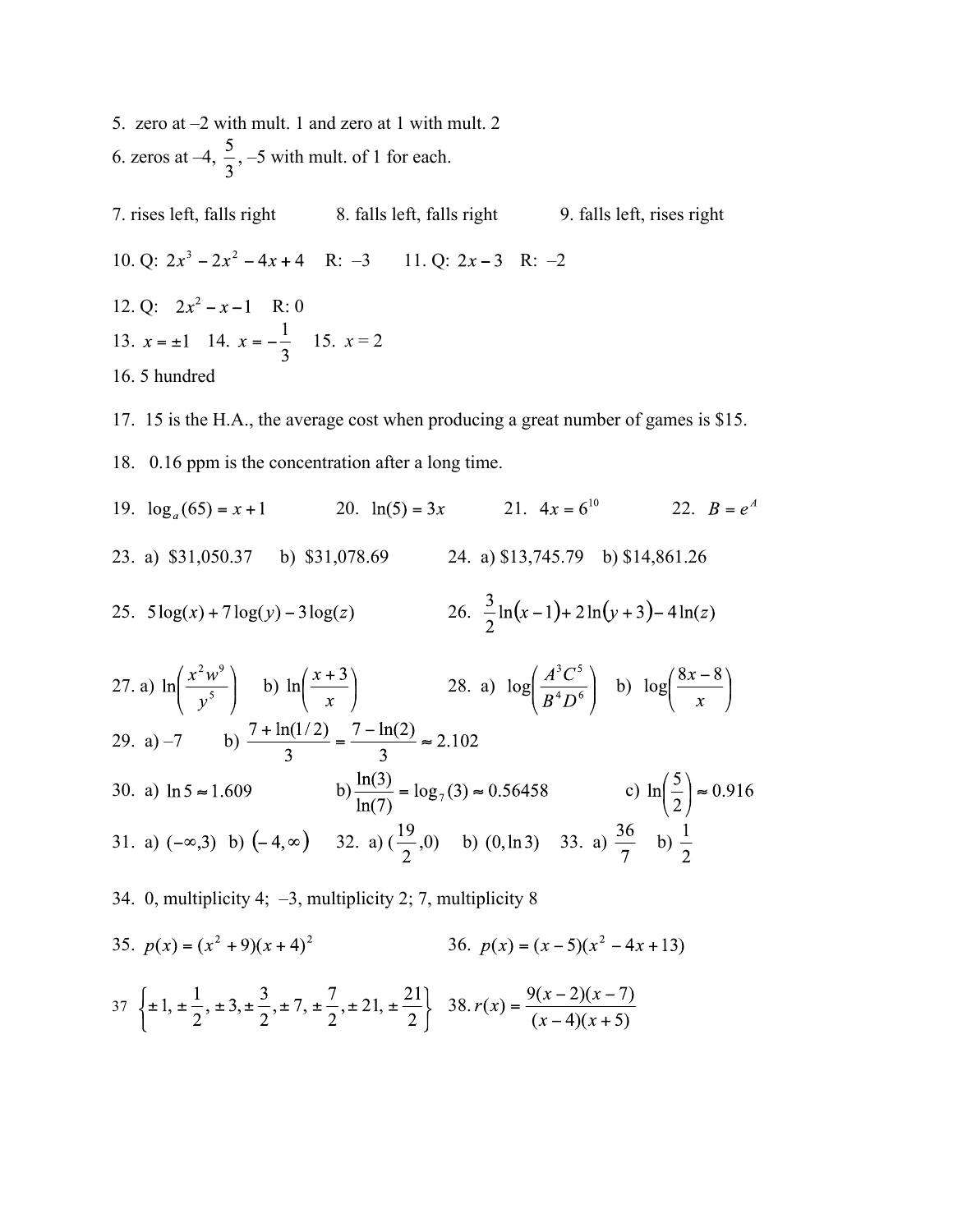5. zero at –2 with mult. 1 and zero at 1 with mult. 2

6. zeros at –4, $\frac{5}{3}$, –5 with mult. of 1 for each.

7. rises left, falls right 8. falls left, falls right 9. falls left, rises right

10. Q: $2x^3 - 2x^2 - 4x + 4$ R: –3 11. Q: $2x - 3$ R: –2

12. Q: $2x^2 - x - 1$ R: 0

13. $x = \pm 1$ 14. $x = -\frac{1}{3}$ 15. $x = 2$

16. 5 hundred

17. 15 is the H.A., the average cost when producing a great number of games is \$15.

18. 0.16 ppm is the concentration after a long time.

19. $\log_a(65) = x + 1$ 20. $\ln(5) = 3x$ 21. $4x = 6^{10}$ 22. $B = e^A$

23. a) \$31,050.37 b) \$31,078.69 24. a) \$13,745.79 b) \$14,861.26

25. $5\log(x) + 7\log(y) - 3\log(z)$ 26. $\frac{3}{2}\ln(x-1) + 2\ln(y+3) - 4\ln(z)$

27. a) $\ln\left(\frac{x^2 w^9}{y^5}\right)$ b) $\ln\left(\frac{x+3}{x}\right)$ 28. a) $\log\left(\frac{A^3 C^5}{B^4 D^6}\right)$ b) $\log\left(\frac{8x-8}{x}\right)$

29. a) –7 b) $\frac{7 + \ln(1/2)}{3} = \frac{7 - \ln(2)}{3} \approx 2.102$

30. a) $\ln 5 \approx 1.609$ b) $\frac{\ln(3)}{\ln(7)} = \log_7(3) \approx 0.56458$ c) $\ln\left(\frac{5}{2}\right) \approx 0.916$

31. a) $(-\infty, 3)$ b) $(-4, \infty)$ 32. a) $(\frac{19}{2}, 0)$ b) $(0, \ln 3)$ 33. a) $\frac{36}{7}$ b) $\frac{1}{2}$

34. 0, multiplicity 4; –3, multiplicity 2; 7, multiplicity 8

35. $p(x) = (x^2 + 9)(x + 4)^2$ 36. $p(x) = (x - 5)(x^2 - 4x + 13)$

37 $\left\{\pm 1, \pm \frac{1}{2}, \pm 3, \pm \frac{3}{2}, \pm 7, \pm \frac{7}{2}, \pm 21, \pm \frac{21}{2}\right\}$ 38. $r(x) = \frac{9(x-2)(x-7)}{(x-4)(x+5)}$